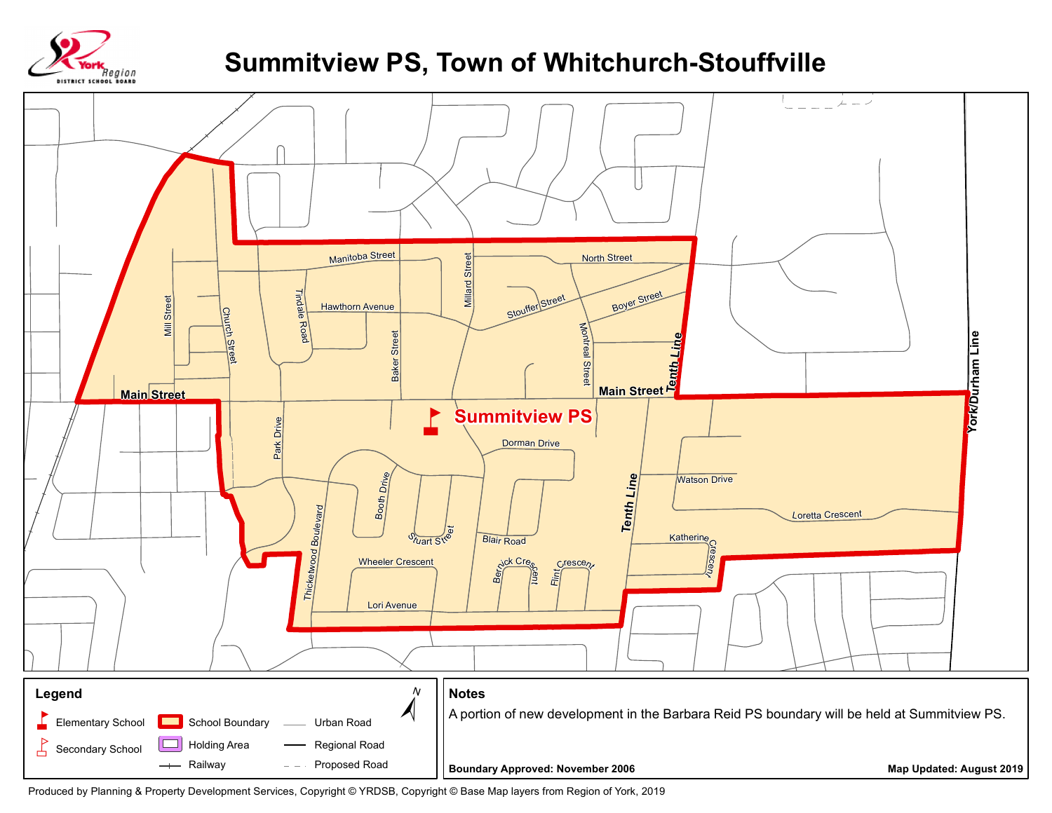# Summitview PS, Town of Whitchurch-Stouffville

York Region District School Board

Manitoba Street, North Street, Hawthorn Avenue, Stouffer Street, Boyer Street, Mill Street, Church Street, Tindale Road, Baker Street, Millard Street, Montreal Street, Tenth Line, Main Street, York/Durham Line, Summitview PS, Park Drive, Dorman Drive, Watson Drive, Loretta Crescent, Booth Drive, Stuart Street, Blair Road, Katherine Crescent, Thicketwood Boulevard, Wheeler Crescent, Bernick Crescent, Flint Crescent, Lori Avenue

## Legend

- Elementary School
- Secondary School
- School Boundary
- Holding Area
- Railway
- Urban Road
- Regional Road
- Proposed Road

## Notes

A portion of new development in the Barbara Reid PS boundary will be held at Summitview PS.

**Boundary Approved: November 2006**

**Map Updated: August 2019**

Produced by Planning & Property Development Services, Copyright © YRDSB, Copyright © Base Map layers from Region of York, 2019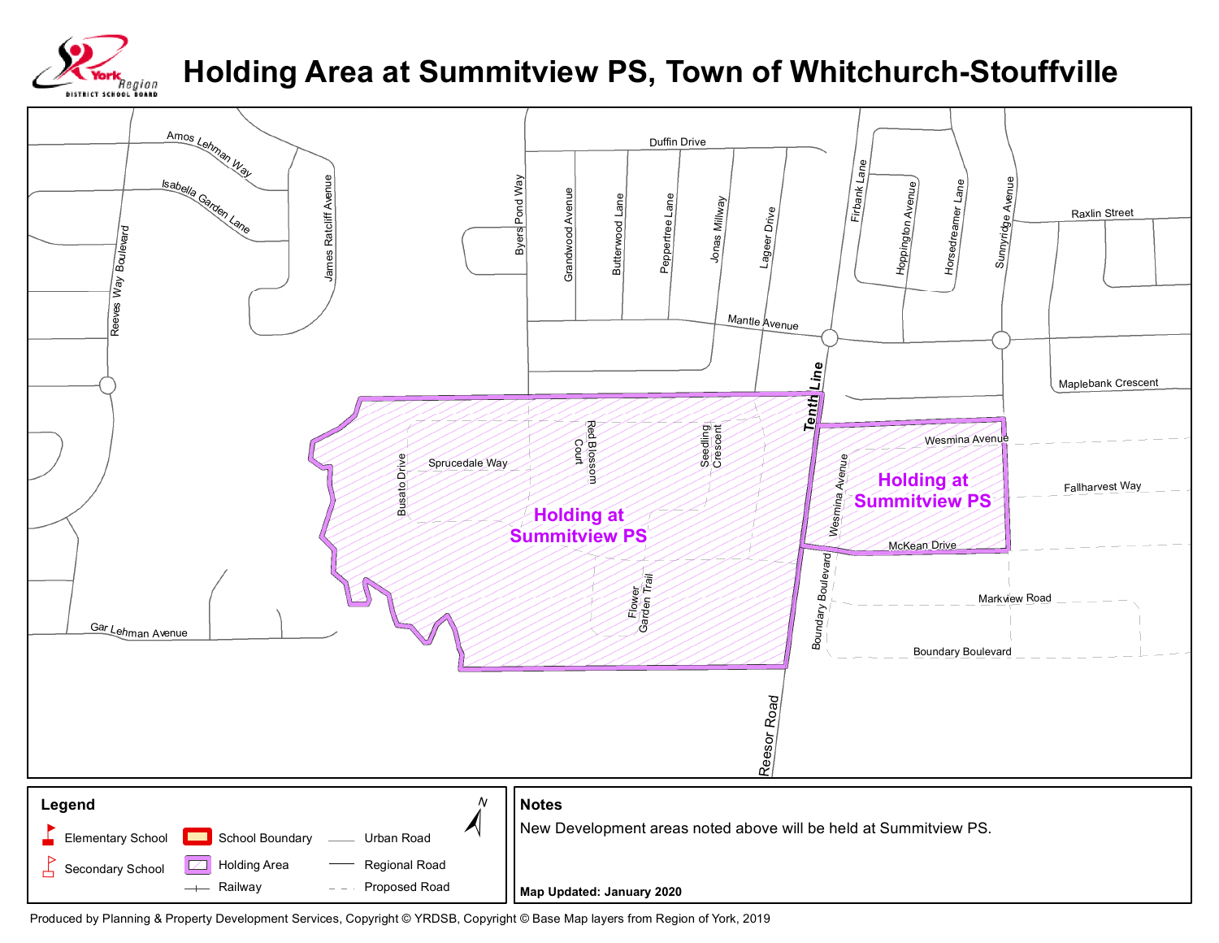# Holding Area at Summitview PS, Town of Whitchurch-Stouffville

York Region District School Board

Amos Lehman Way
Isabella Garden Lane
James Ratcliff Avenue
Reeves Way Boulevard
Gar Lehman Avenue
Duffin Drive
Byers Pond Way
Grandwood Avenue
Butterwood Lane
Peppertree Lane
Jonas Millway
Lageer Drive
Mantle Avenue
Firbank Lane
Hoppington Avenue
Horsedreamer Lane
Sunnyridge Avenue
Raxlin Street
Maplebank Crescent
Tenth Line
Sprucedale Way
Busato Drive
Red Blossom Court
Seedling Crescent
Flower Garden Trail
Holding at Summitview PS
Wesmina Avenue
Fallharvest Way
McKean Drive
Markview Road
Boundary Boulevard
Reesor Road

## Legend

- Elementary School
- Secondary School
- School Boundary
- Holding Area
- Railway
- Urban Road
- Regional Road
- Proposed Road

N

## Notes

New Development areas noted above will be held at Summitview PS.

**Map Updated: January 2020**

Produced by Planning & Property Development Services, Copyright © YRDSB, Copyright © Base Map layers from Region of York, 2019